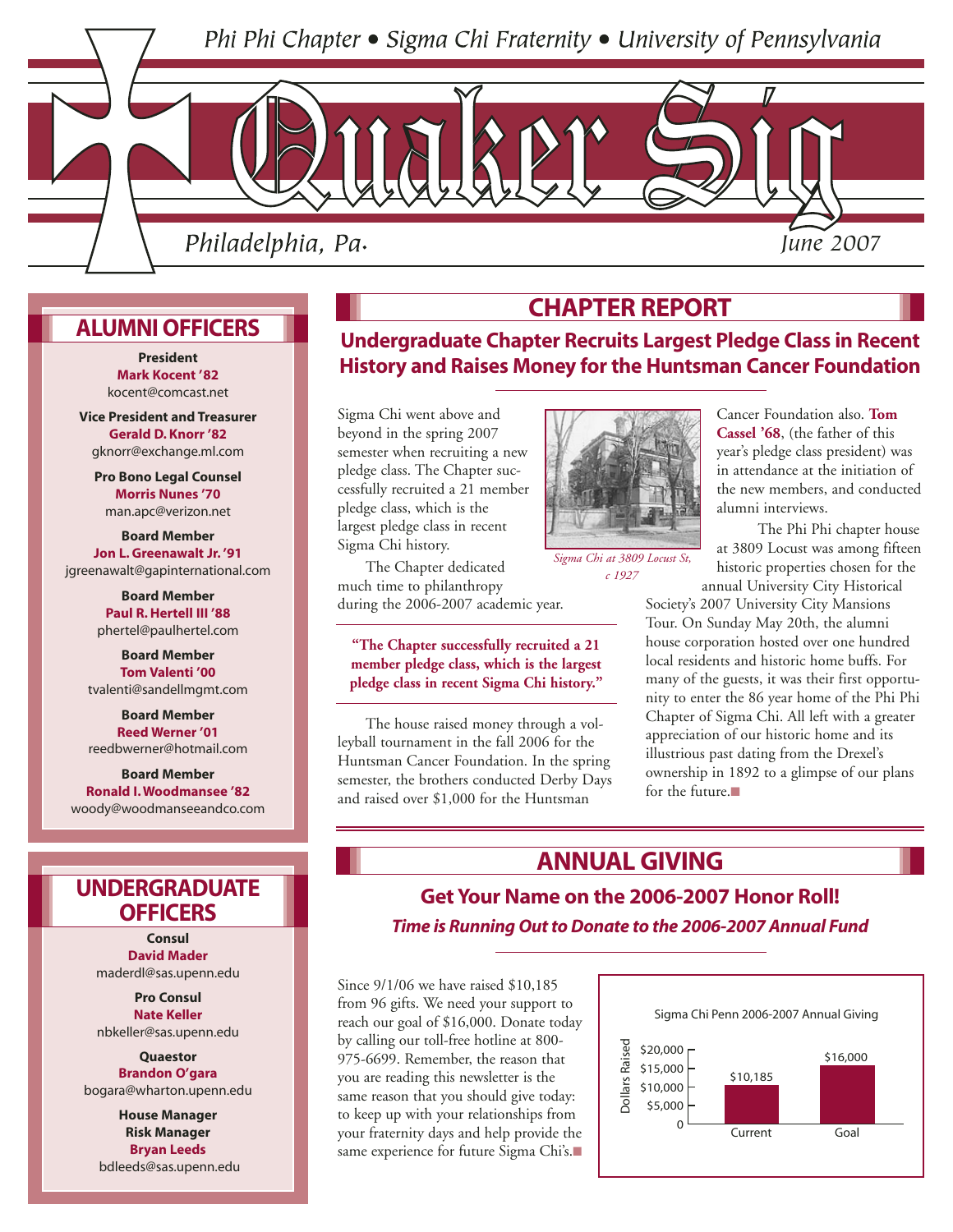Phi Phi Chapter • Sigma Chi Fraternity • University of Pennsylvania

# Quaker Sig

Philadelphia, Pa. June 2007

## ALUMNI OFFICERS

**President**
**Mark Kocent '82**
kocent@comcast.net

**Vice President and Treasurer**
**Gerald D. Knorr '82**
gknorr@exchange.ml.com

**Pro Bono Legal Counsel**
**Morris Nunes '70**
man.apc@verizon.net

**Board Member**
**Jon L. Greenawalt Jr. '91**
jgreenawalt@gapinternational.com

**Board Member**
**Paul R. Hertell III '88**
phertel@paulhertel.com

**Board Member**
**Tom Valenti '00**
tvalenti@sandellmgmt.com

**Board Member**
**Reed Werner '01**
reedbwerner@hotmail.com

**Board Member**
**Ronald I. Woodmansee '82**
woody@woodmanseeandco.com

## UNDERGRADUATE OFFICERS

**Consul**
**David Mader**
maderdl@sas.upenn.edu

**Pro Consul**
**Nate Keller**
nbkeller@sas.upenn.edu

**Quaestor**
**Brandon O'gara**
bogara@wharton.upenn.edu

**House Manager**
**Risk Manager**
**Bryan Leeds**
bdleeds@sas.upenn.edu

## CHAPTER REPORT

### Undergraduate Chapter Recruits Largest Pledge Class in Recent History and Raises Money for the Huntsman Cancer Foundation

Sigma Chi went above and beyond in the spring 2007 semester when recruiting a new pledge class. The Chapter successfully recruited a 21 member pledge class, which is the largest pledge class in recent Sigma Chi history.

*Sigma Chi at 3809 Locust St, c 1927*

The Chapter dedicated much time to philanthropy during the 2006-2007 academic year.

> **"The Chapter successfully recruited a 21 member pledge class, which is the largest pledge class in recent Sigma Chi history."**

The house raised money through a volleyball tournament in the fall 2006 for the Huntsman Cancer Foundation. In the spring semester, the brothers conducted Derby Days and raised over $1,000 for the Huntsman Cancer Foundation also. **Tom Cassel '68**, (the father of this year's pledge class president) was in attendance at the initiation of the new members, and conducted alumni interviews.

The Phi Phi chapter house at 3809 Locust was among fifteen historic properties chosen for the annual University City Historical Society's 2007 University City Mansions Tour. On Sunday May 20th, the alumni house corporation hosted over one hundred local residents and historic home buffs. For many of the guests, it was their first opportunity to enter the 86 year home of the Phi Phi Chapter of Sigma Chi. All left with a greater appreciation of our historic home and its illustrious past dating from the Drexel's ownership in 1892 to a glimpse of our plans for the future.

## ANNUAL GIVING

### Get Your Name on the 2006-2007 Honor Roll!

***Time is Running Out to Donate to the 2006-2007 Annual Fund***

Since 9/1/06 we have raised $10,185 from 96 gifts. We need your support to reach our goal of $16,000. Donate today by calling our toll-free hotline at 800-975-6699. Remember, the reason that you are reading this newsletter is the same reason that you should give today: to keep up with your relationships from your fraternity days and help provide the same experience for future Sigma Chi's.

Sigma Chi Penn 2006-2007 Annual Giving

| | Dollars Raised |
|---|---|
| Current | $10,185 |
| Goal | $16,000 |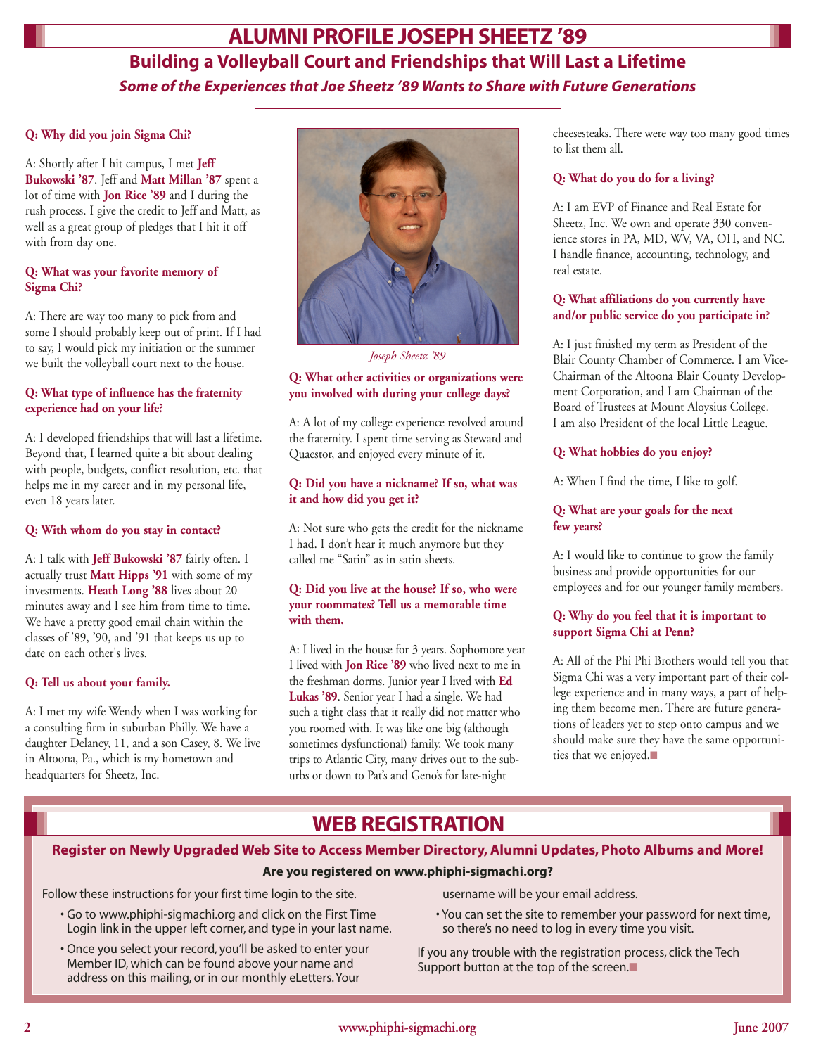# ALUMNI PROFILE JOSEPH SHEETZ '89

## Building a Volleyball Court and Friendships that Will Last a Lifetime

### *Some of the Experiences that Joe Sheetz '89 Wants to Share with Future Generations*

**Q: Why did you join Sigma Chi?**

A: Shortly after I hit campus, I met **Jeff Bukowski '87**. Jeff and **Matt Millan '87** spent a lot of time with **Jon Rice '89** and I during the rush process. I give the credit to Jeff and Matt, as well as a great group of pledges that I hit it off with from day one.

**Q: What was your favorite memory of Sigma Chi?**

A: There are way too many to pick from and some I should probably keep out of print. If I had to say, I would pick my initiation or the summer we built the volleyball court next to the house.

**Q: What type of influence has the fraternity experience had on your life?**

A: I developed friendships that will last a lifetime. Beyond that, I learned quite a bit about dealing with people, budgets, conflict resolution, etc. that helps me in my career and in my personal life, even 18 years later.

**Q: With whom do you stay in contact?**

A: I talk with **Jeff Bukowski '87** fairly often. I actually trust **Matt Hipps '91** with some of my investments. **Heath Long '88** lives about 20 minutes away and I see him from time to time. We have a pretty good email chain within the classes of '89, '90, and '91 that keeps us up to date on each other's lives.

**Q: Tell us about your family.**

A: I met my wife Wendy when I was working for a consulting firm in suburban Philly. We have a daughter Delaney, 11, and a son Casey, 8. We live in Altoona, Pa., which is my hometown and headquarters for Sheetz, Inc.

*Joseph Sheetz '89*

**Q: What other activities or organizations were you involved with during your college days?**

A: A lot of my college experience revolved around the fraternity. I spent time serving as Steward and Quaestor, and enjoyed every minute of it.

**Q: Did you have a nickname? If so, what was it and how did you get it?**

A: Not sure who gets the credit for the nickname I had. I don't hear it much anymore but they called me "Satin" as in satin sheets.

**Q: Did you live at the house? If so, who were your roommates? Tell us a memorable time with them.**

A: I lived in the house for 3 years. Sophomore year I lived with **Jon Rice '89** who lived next to me in the freshman dorms. Junior year I lived with **Ed Lukas '89**. Senior year I had a single. We had such a tight class that it really did not matter who you roomed with. It was like one big (although sometimes dysfunctional) family. We took many trips to Atlantic City, many drives out to the suburbs or down to Pat's and Geno's for late-night cheesesteaks. There were way too many good times to list them all.

**Q: What do you do for a living?**

A: I am EVP of Finance and Real Estate for Sheetz, Inc. We own and operate 330 convenience stores in PA, MD, WV, VA, OH, and NC. I handle finance, accounting, technology, and real estate.

**Q: What affiliations do you currently have and/or public service do you participate in?**

A: I just finished my term as President of the Blair County Chamber of Commerce. I am Vice-Chairman of the Altoona Blair County Development Corporation, and I am Chairman of the Board of Trustees at Mount Aloysius College. I am also President of the local Little League.

**Q: What hobbies do you enjoy?**

A: When I find the time, I like to golf.

**Q: What are your goals for the next few years?**

A: I would like to continue to grow the family business and provide opportunities for our employees and for our younger family members.

**Q: Why do you feel that it is important to support Sigma Chi at Penn?**

A: All of the Phi Phi Brothers would tell you that Sigma Chi was a very important part of their college experience and in many ways, a part of helping them become men. There are future generations of leaders yet to step onto campus and we should make sure they have the same opportunities that we enjoyed.

# WEB REGISTRATION

## Register on Newly Upgraded Web Site to Access Member Directory, Alumni Updates, Photo Albums and More!

**Are you registered on www.phiphi-sigmachi.org?**

Follow these instructions for your first time login to the site.

- Go to www.phiphi-sigmachi.org and click on the First Time Login link in the upper left corner, and type in your last name.
- Once you select your record, you'll be asked to enter your Member ID, which can be found above your name and address on this mailing, or in our monthly eLetters. Your username will be your email address.
- You can set the site to remember your password for next time, so there's no need to log in every time you visit.

If you any trouble with the registration process, click the Tech Support button at the top of the screen.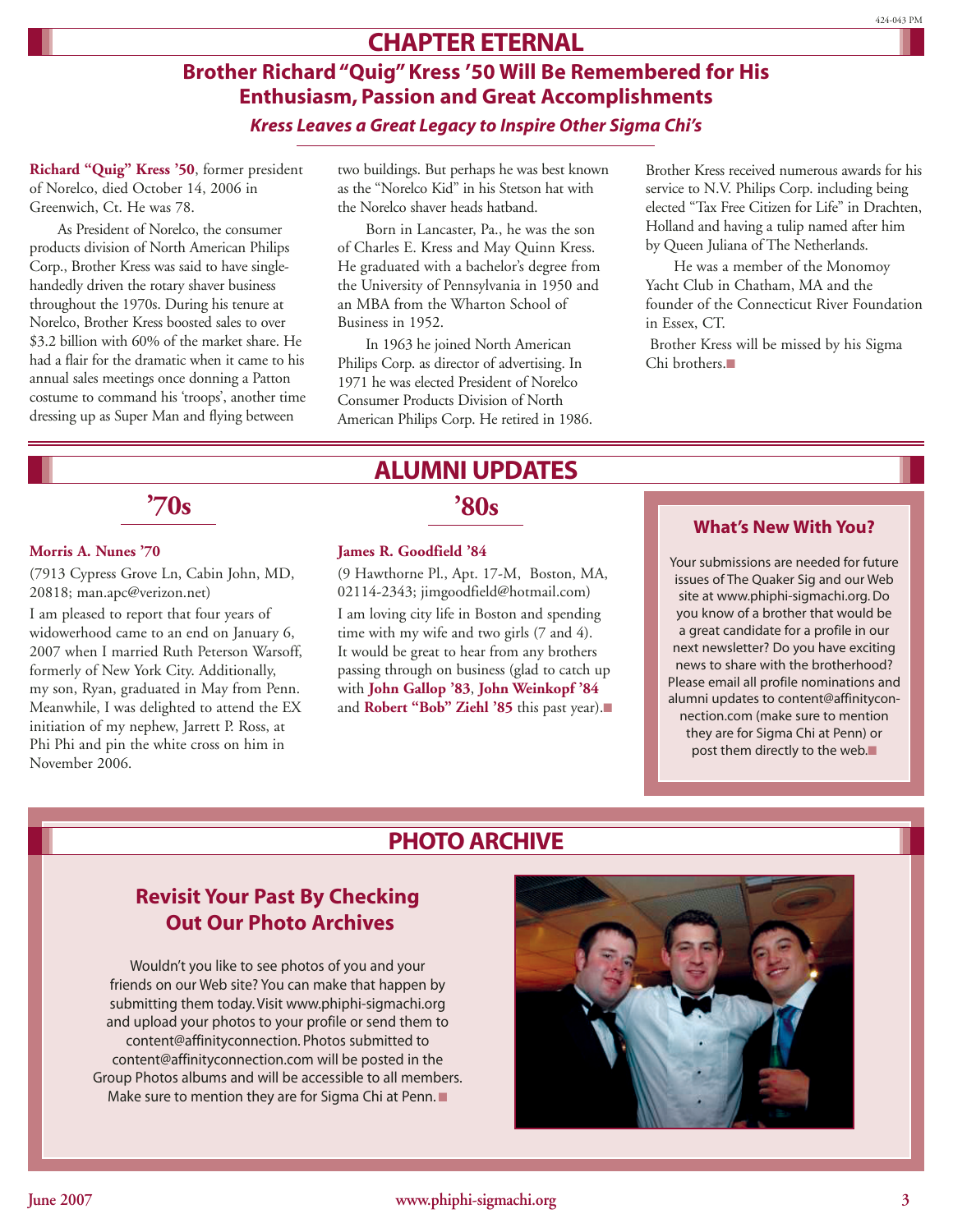# CHAPTER ETERNAL

## Brother Richard "Quig" Kress '50 Will Be Remembered for His Enthusiasm, Passion and Great Accomplishments

### *Kress Leaves a Great Legacy to Inspire Other Sigma Chi's*

**Richard "Quig" Kress '50**, former president of Norelco, died October 14, 2006 in Greenwich, Ct. He was 78.

As President of Norelco, the consumer products division of North American Philips Corp., Brother Kress was said to have single-handedly driven the rotary shaver business throughout the 1970s. During his tenure at Norelco, Brother Kress boosted sales to over $3.2 billion with 60% of the market share. He had a flair for the dramatic when it came to his annual sales meetings once donning a Patton costume to command his 'troops', another time dressing up as Super Man and flying between two buildings. But perhaps he was best known as the "Norelco Kid" in his Stetson hat with the Norelco shaver heads hatband.

Born in Lancaster, Pa., he was the son of Charles E. Kress and May Quinn Kress. He graduated with a bachelor's degree from the University of Pennsylvania in 1950 and an MBA from the Wharton School of Business in 1952.

In 1963 he joined North American Philips Corp. as director of advertising. In 1971 he was elected President of Norelco Consumer Products Division of North American Philips Corp. He retired in 1986.

Brother Kress received numerous awards for his service to N.V. Philips Corp. including being elected "Tax Free Citizen for Life" in Drachten, Holland and having a tulip named after him by Queen Juliana of The Netherlands.

He was a member of the Monomoy Yacht Club in Chatham, MA and the founder of the Connecticut River Foundation in Essex, CT.

Brother Kress will be missed by his Sigma Chi brothers.■

# ALUMNI UPDATES

## '70s

**Morris A. Nunes '70**

(7913 Cypress Grove Ln, Cabin John, MD, 20818; man.apc@verizon.net)

I am pleased to report that four years of widowerhood came to an end on January 6, 2007 when I married Ruth Peterson Warsoff, formerly of New York City. Additionally, my son, Ryan, graduated in May from Penn. Meanwhile, I was delighted to attend the EX initiation of my nephew, Jarrett P. Ross, at Phi Phi and pin the white cross on him in November 2006.

## '80s

**James R. Goodfield '84**

(9 Hawthorne Pl., Apt. 17-M, Boston, MA, 02114-2343; jimgoodfield@hotmail.com)

I am loving city life in Boston and spending time with my wife and two girls (7 and 4). It would be great to hear from any brothers passing through on business (glad to catch up with **John Gallop '83**, **John Weinkopf '84** and **Robert "Bob" Ziehl '85** this past year).■

### What's New With You?

Your submissions are needed for future issues of The Quaker Sig and our Web site at www.phiphi-sigmachi.org. Do you know of a brother that would be a great candidate for a profile in our next newsletter? Do you have exciting news to share with the brotherhood? Please email all profile nominations and alumni updates to content@affinityconnection.com (make sure to mention they are for Sigma Chi at Penn) or post them directly to the web.■

# PHOTO ARCHIVE

## Revisit Your Past By Checking Out Our Photo Archives

Wouldn't you like to see photos of you and your friends on our Web site? You can make that happen by submitting them today. Visit www.phiphi-sigmachi.org and upload your photos to your profile or send them to content@affinityconnection. Photos submitted to content@affinityconnection.com will be posted in the Group Photos albums and will be accessible to all members. Make sure to mention they are for Sigma Chi at Penn.■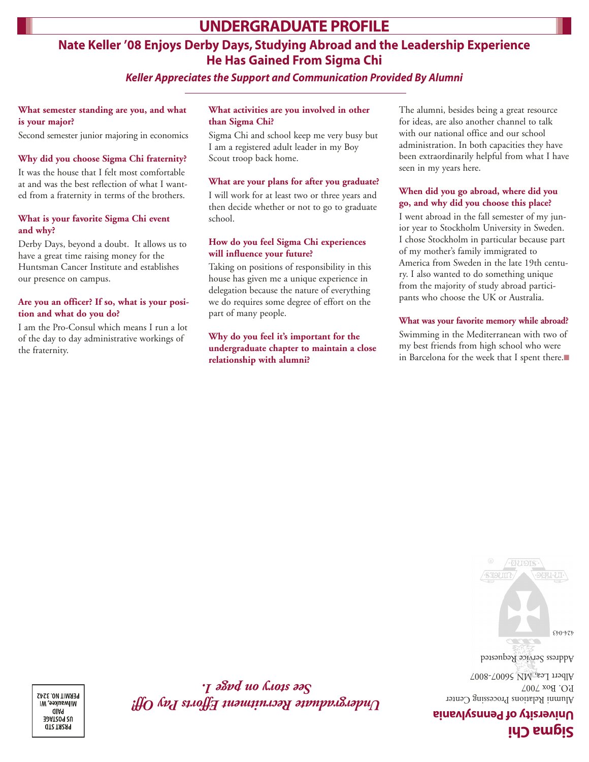# UNDERGRADUATE PROFILE

## Nate Keller '08 Enjoys Derby Days, Studying Abroad and the Leadership Experience He Has Gained From Sigma Chi

### *Keller Appreciates the Support and Communication Provided By Alumni*

**What semester standing are you, and what is your major?**

Second semester junior majoring in economics

**Why did you choose Sigma Chi fraternity?**

It was the house that I felt most comfortable at and was the best reflection of what I wanted from a fraternity in terms of the brothers.

**What is your favorite Sigma Chi event and why?**

Derby Days, beyond a doubt. It allows us to have a great time raising money for the Huntsman Cancer Institute and establishes our presence on campus.

**Are you an officer? If so, what is your position and what do you do?**

I am the Pro-Consul which means I run a lot of the day to day administrative workings of the fraternity.

**What activities are you involved in other than Sigma Chi?**

Sigma Chi and school keep me very busy but I am a registered adult leader in my Boy Scout troop back home.

**What are your plans for after you graduate?**

I will work for at least two or three years and then decide whether or not to go to graduate school.

**How do you feel Sigma Chi experiences will influence your future?**

Taking on positions of responsibility in this house has given me a unique experience in delegation because the nature of everything we do requires some degree of effort on the part of many people.

**Why do you feel it's important for the undergraduate chapter to maintain a close relationship with alumni?**

The alumni, besides being a great resource for ideas, are also another channel to talk with our national office and our school administration. In both capacities they have been extraordinarily helpful from what I have seen in my years here.

**When did you go abroad, where did you go, and why did you choose this place?**

I went abroad in the fall semester of my junior year to Stockholm University in Sweden. I chose Stockholm in particular because part of my mother's family immigrated to America from Sweden in the late 19th century. I also wanted to do something unique from the majority of study abroad participants who choose the UK or Australia.

**What was your favorite memory while abroad?**

Swimming in the Mediterranean with two of my best friends from high school who were in Barcelona for the week that I spent there.

---

**Sigma Chi**
**University of Pennsylvania**
Alumni Relations Processing Center
P.O. Box 7007
Albert Lea, MN 56007-8007

Address Service Requested

424-043

*Undergraduate Recruitment Efforts Pay Off!*
*See story on page 1.*

PRSRT STD
US POSTAGE
PAID
Milwaukee, WI
PERMIT NO. 3242